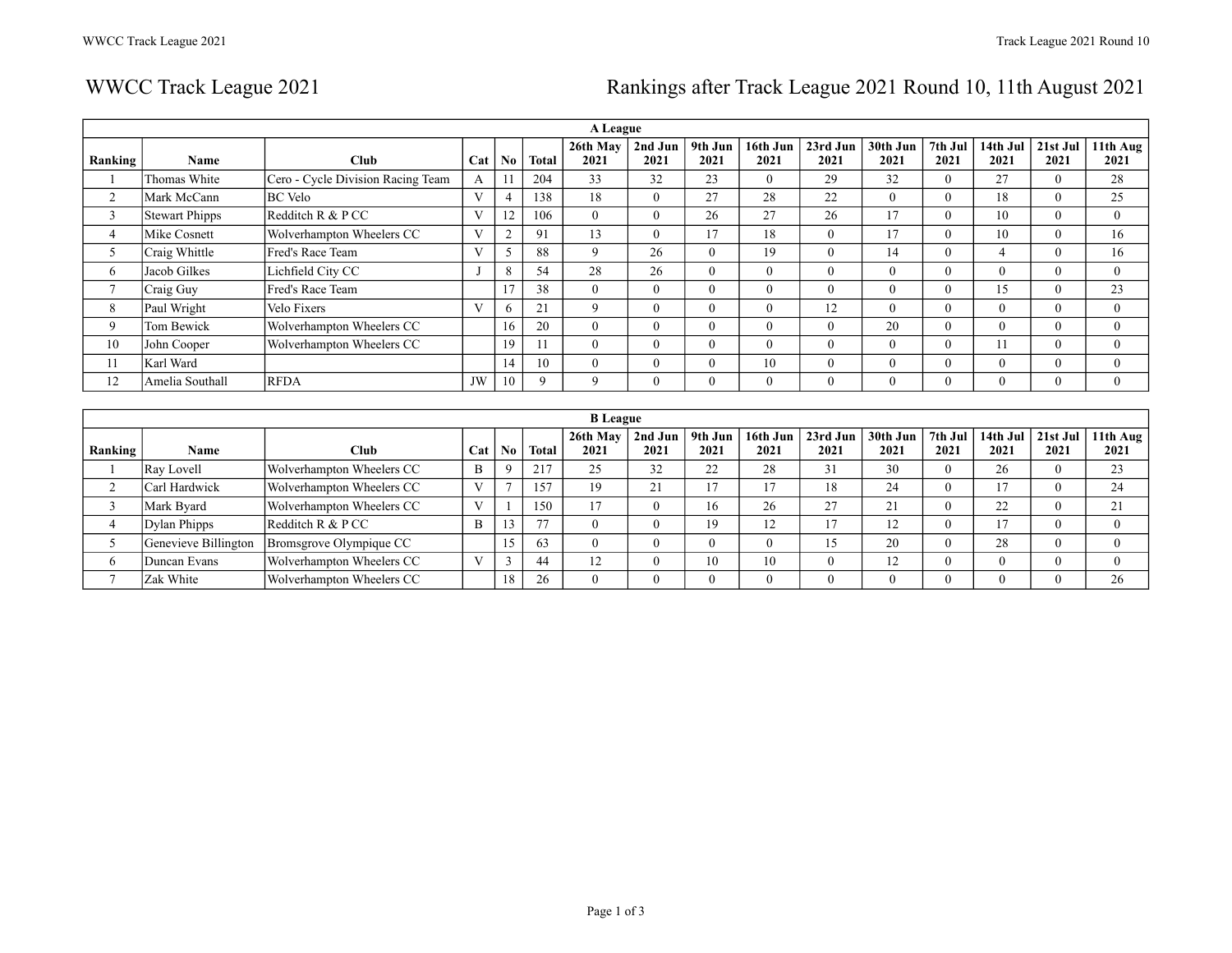# WWCC Track League 2021

## Rankings after Track League 2021 Round 10, 11th August 2021

| A League | | | | | | | | | | | | | | | |
|---|---|---|---|---|---|---|---|---|---|---|---|---|---|---|---|
| **Ranking** | **Name** | **Club** | **Cat** | **No** | **Total** | **26th May 2021** | **2nd Jun 2021** | **9th Jun 2021** | **16th Jun 2021** | **23rd Jun 2021** | **30th Jun 2021** | **7th Jul 2021** | **14th Jul 2021** | **21st Jul 2021** | **11th Aug 2021** |
| 1 | Thomas White | Cero - Cycle Division Racing Team | A | 11 | 204 | 33 | 32 | 23 | 0 | 29 | 32 | 0 | 27 | 0 | 28 |
| 2 | Mark McCann | BC Velo | V | 4 | 138 | 18 | 0 | 27 | 28 | 22 | 0 | 0 | 18 | 0 | 25 |
| 3 | Stewart Phipps | Redditch R & P CC | V | 12 | 106 | 0 | 0 | 26 | 27 | 26 | 17 | 0 | 10 | 0 | 0 |
| 4 | Mike Cosnett | Wolverhampton Wheelers CC | V | 2 | 91 | 13 | 0 | 17 | 18 | 0 | 17 | 0 | 10 | 0 | 16 |
| 5 | Craig Whittle | Fred's Race Team | V | 5 | 88 | 9 | 26 | 0 | 19 | 0 | 14 | 0 | 4 | 0 | 16 |
| 6 | Jacob Gilkes | Lichfield City CC | J | 8 | 54 | 28 | 26 | 0 | 0 | 0 | 0 | 0 | 0 | 0 | 0 |
| 7 | Craig Guy | Fred's Race Team | | 17 | 38 | 0 | 0 | 0 | 0 | 0 | 0 | 0 | 15 | 0 | 23 |
| 8 | Paul Wright | Velo Fixers | V | 6 | 21 | 9 | 0 | 0 | 0 | 12 | 0 | 0 | 0 | 0 | 0 |
| 9 | Tom Bewick | Wolverhampton Wheelers CC | | 16 | 20 | 0 | 0 | 0 | 0 | 0 | 20 | 0 | 0 | 0 | 0 |
| 10 | John Cooper | Wolverhampton Wheelers CC | | 19 | 11 | 0 | 0 | 0 | 0 | 0 | 0 | 0 | 11 | 0 | 0 |
| 11 | Karl Ward | | | 14 | 10 | 0 | 0 | 0 | 10 | 0 | 0 | 0 | 0 | 0 | 0 |
| 12 | Amelia Southall | RFDA | JW | 10 | 9 | 9 | 0 | 0 | 0 | 0 | 0 | 0 | 0 | 0 | 0 |

| B League | | | | | | | | | | | | | | | |
|---|---|---|---|---|---|---|---|---|---|---|---|---|---|---|---|
| **Ranking** | **Name** | **Club** | **Cat** | **No** | **Total** | **26th May 2021** | **2nd Jun 2021** | **9th Jun 2021** | **16th Jun 2021** | **23rd Jun 2021** | **30th Jun 2021** | **7th Jul 2021** | **14th Jul 2021** | **21st Jul 2021** | **11th Aug 2021** |
| 1 | Ray Lovell | Wolverhampton Wheelers CC | B | 9 | 217 | 25 | 32 | 22 | 28 | 31 | 30 | 0 | 26 | 0 | 23 |
| 2 | Carl Hardwick | Wolverhampton Wheelers CC | V | 7 | 157 | 19 | 21 | 17 | 17 | 18 | 24 | 0 | 17 | 0 | 24 |
| 3 | Mark Byard | Wolverhampton Wheelers CC | V | 1 | 150 | 17 | 0 | 16 | 26 | 27 | 21 | 0 | 22 | 0 | 21 |
| 4 | Dylan Phipps | Redditch R & P CC | B | 13 | 77 | 0 | 0 | 19 | 12 | 17 | 12 | 0 | 17 | 0 | 0 |
| 5 | Genevieve Billington | Bromsgrove Olympique CC | | 15 | 63 | 0 | 0 | 0 | 0 | 15 | 20 | 0 | 28 | 0 | 0 |
| 6 | Duncan Evans | Wolverhampton Wheelers CC | V | 3 | 44 | 12 | 0 | 10 | 10 | 0 | 12 | 0 | 0 | 0 | 0 |
| 7 | Zak White | Wolverhampton Wheelers CC | | 18 | 26 | 0 | 0 | 0 | 0 | 0 | 0 | 0 | 0 | 0 | 26 |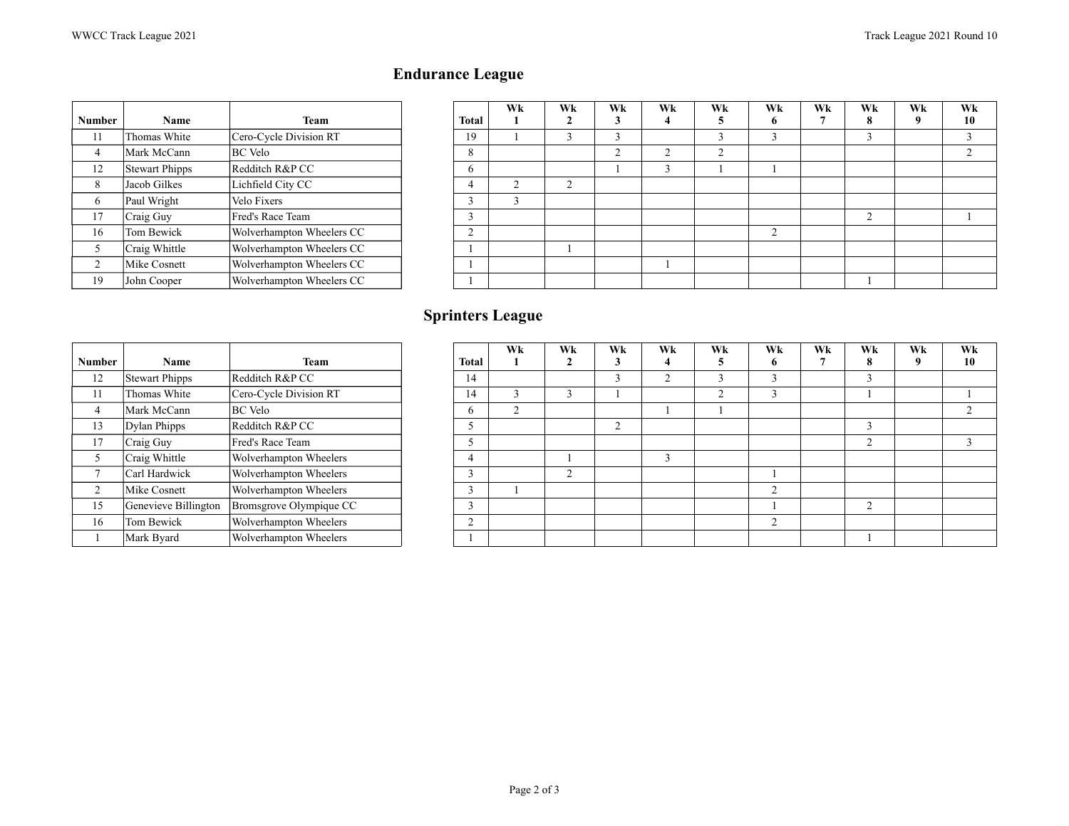## Endurance League

| Number | Name | Team | Total | Wk 1 | Wk 2 | Wk 3 | Wk 4 | Wk 5 | Wk 6 | Wk 7 | Wk 8 | Wk 9 | Wk 10 |
|---|---|---|---|---|---|---|---|---|---|---|---|---|---|
| 11 | Thomas White | Cero-Cycle Division RT | 19 | 1 | 3 | 3 | | 3 | 3 | | 3 | | 3 |
| 4 | Mark McCann | BC Velo | 8 | | | 2 | 2 | 2 | | | | | 2 |
| 12 | Stewart Phipps | Redditch R&P CC | 6 | | | 1 | 3 | 1 | 1 | | | | |
| 8 | Jacob Gilkes | Lichfield City CC | 4 | 2 | 2 | | | | | | | | |
| 6 | Paul Wright | Velo Fixers | 3 | 3 | | | | | | | | | |
| 17 | Craig Guy | Fred's Race Team | 3 | | | | | | | | 2 | | 1 |
| 16 | Tom Bewick | Wolverhampton Wheelers CC | 2 | | | | | | 2 | | | | |
| 5 | Craig Whittle | Wolverhampton Wheelers CC | 1 | | 1 | | | | | | | | |
| 2 | Mike Cosnett | Wolverhampton Wheelers CC | 1 | | | | 1 | | | | | | |
| 19 | John Cooper | Wolverhampton Wheelers CC | 1 | | | | | | | | 1 | | |

## Sprinters League

| Number | Name | Team | Total | Wk 1 | Wk 2 | Wk 3 | Wk 4 | Wk 5 | Wk 6 | Wk 7 | Wk 8 | Wk 9 | Wk 10 |
|---|---|---|---|---|---|---|---|---|---|---|---|---|---|
| 12 | Stewart Phipps | Redditch R&P CC | 14 | | | 3 | 2 | 3 | 3 | | 3 | | |
| 11 | Thomas White | Cero-Cycle Division RT | 14 | 3 | 3 | 1 | | 2 | 3 | | 1 | | 1 |
| 4 | Mark McCann | BC Velo | 6 | 2 | | | 1 | 1 | | | | | 2 |
| 13 | Dylan Phipps | Redditch R&P CC | 5 | | | 2 | | | | | 3 | | |
| 17 | Craig Guy | Fred's Race Team | 5 | | | | | | | | 2 | | 3 |
| 5 | Craig Whittle | Wolverhampton Wheelers | 4 | | 1 | | 3 | | | | | | |
| 7 | Carl Hardwick | Wolverhampton Wheelers | 3 | | 2 | | | | 1 | | | | |
| 2 | Mike Cosnett | Wolverhampton Wheelers | 3 | 1 | | | | | 2 | | | | |
| 15 | Genevieve Billington | Bromsgrove Olympique CC | 3 | | | | | | 1 | | 2 | | |
| 16 | Tom Bewick | Wolverhampton Wheelers | 2 | | | | | | 2 | | | | |
| 1 | Mark Byard | Wolverhampton Wheelers | 1 | | | | | | | | 1 | | |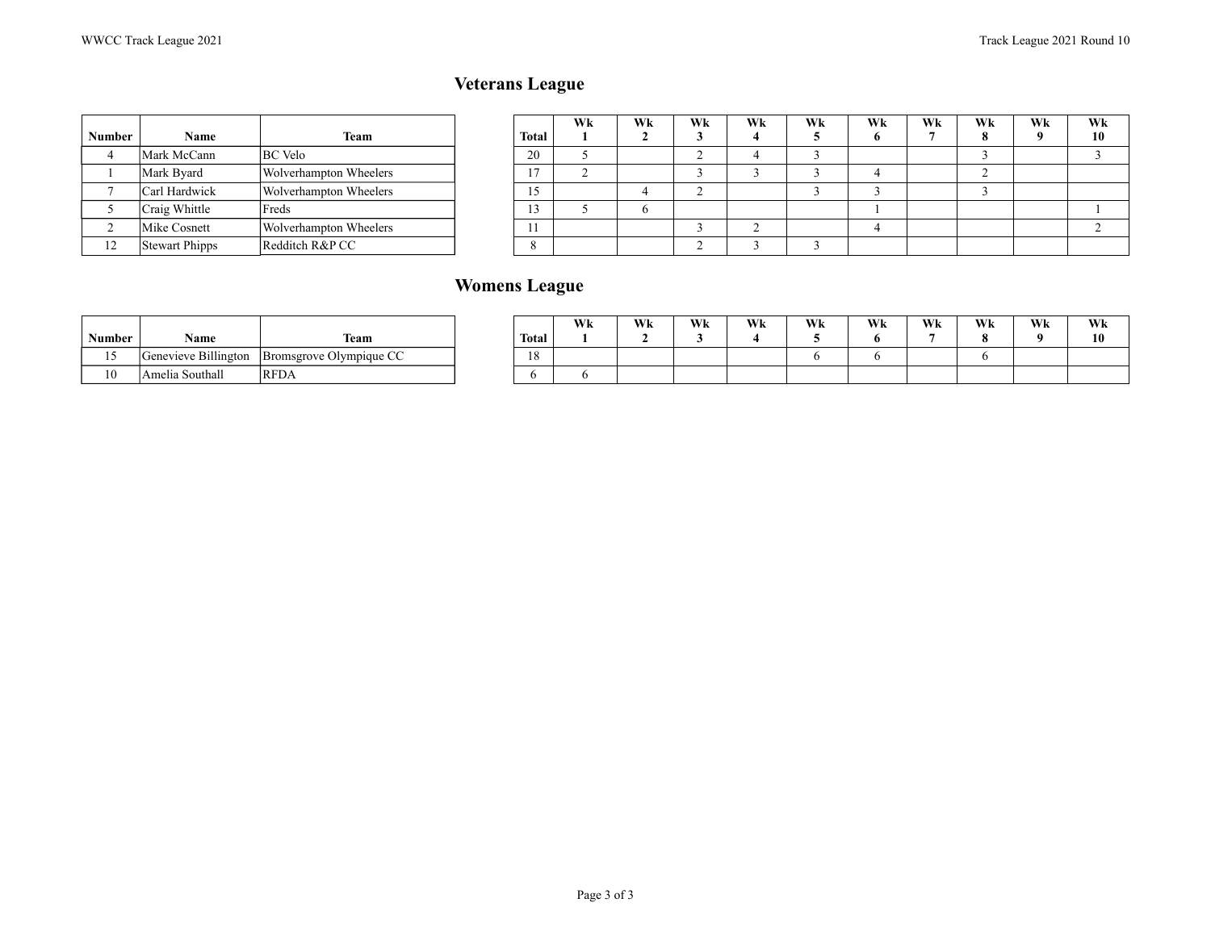## Veterans League

| Number | Name | Team | Total | Wk 1 | Wk 2 | Wk 3 | Wk 4 | Wk 5 | Wk 6 | Wk 7 | Wk 8 | Wk 9 | Wk 10 |
|---|---|---|---|---|---|---|---|---|---|---|---|---|---|
| 4 | Mark McCann | BC Velo | 20 | 5 | | 2 | 4 | 3 | | | 3 | | 3 |
| 1 | Mark Byard | Wolverhampton Wheelers | 17 | 2 | | 3 | 3 | 3 | 4 | | 2 | | |
| 7 | Carl Hardwick | Wolverhampton Wheelers | 15 | | 4 | 2 | | 3 | 3 | | 3 | | |
| 5 | Craig Whittle | Freds | 13 | 5 | 6 | | | | 1 | | | | 1 |
| 2 | Mike Cosnett | Wolverhampton Wheelers | 11 | | | 3 | 2 | | 4 | | | | 2 |
| 12 | Stewart Phipps | Redditch R&P CC | 8 | | | 2 | 3 | 3 | | | | | |

## Womens League

| Number | Name | Team | Total | Wk 1 | Wk 2 | Wk 3 | Wk 4 | Wk 5 | Wk 6 | Wk 7 | Wk 8 | Wk 9 | Wk 10 |
|---|---|---|---|---|---|---|---|---|---|---|---|---|---|
| 15 | Genevieve Billington | Bromsgrove Olympique CC | 18 | | | | | 6 | 6 | | 6 | | |
| 10 | Amelia Southall | RFDA | 6 | 6 | | | | | | | | | |